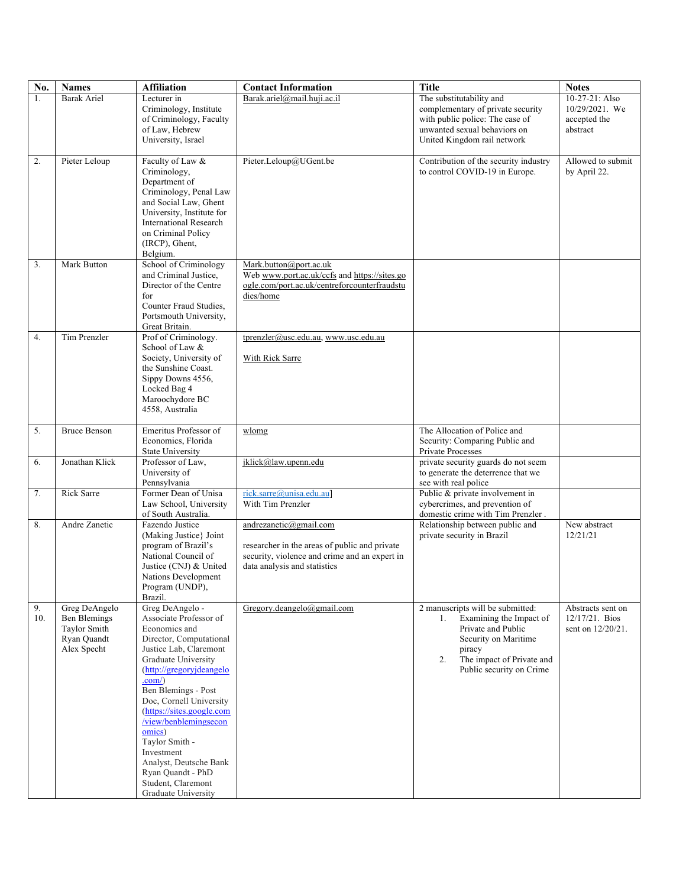| No. | Names | Affiliation | Contact Information | Title | Notes |
|---|---|---|---|---|---|
| 1. | Barak Ariel | Lecturer in Criminology, Institute of Criminology, Faculty of Law, Hebrew University, Israel | Barak.ariel@mail.huji.ac.il | The substitutability and complementary of private security with public police: The case of unwanted sexual behaviors on United Kingdom rail network | 10-27-21: Also 10/29/2021. We accepted the abstract |
| 2. | Pieter Leloup | Faculty of Law & Criminology, Department of Criminology, Penal Law and Social Law, Ghent University, Institute for International Research on Criminal Policy (IRCP), Ghent, Belgium. | Pieter.Leloup@UGent.be | Contribution of the security industry to control COVID-19 in Europe. | Allowed to submit by April 22. |
| 3. | Mark Button | School of Criminology and Criminal Justice, Director of the Centre for Counter Fraud Studies, Portsmouth University, Great Britain. | Mark.button@port.ac.uk<br>Web www.port.ac.uk/ccfs and https://sites.google.com/port.ac.uk/centreforcounterfraudstudies/home | | |
| 4. | Tim Prenzler | Prof of Criminology. School of Law & Society, University of the Sunshine Coast. Sippy Downs 4556, Locked Bag 4 Maroochydore BC 4558, Australia | tprenzler@usc.edu.au, www.usc.edu.au<br><br>With Rick Sarre | | |
| 5. | Bruce Benson | Emeritus Professor of Economics, Florida State University | wlomg | The Allocation of Police and Security: Comparing Public and Private Processes | |
| 6. | Jonathan Klick | Professor of Law, University of Pennsylvania | jklick@law.upenn.edu | private security guards do not seem to generate the deterrence that we see with real police | |
| 7. | Rick Sarre | Former Dean of Unisa Law School, University of South Australia. | rick.sarre@unisa.edu.au]<br>With Tim Prenzler | Public & private involvement in cybercrimes, and prevention of domestic crime with Tim Prenzler . | |
| 8. | Andre Zanetic | Fazendo Justice (Making Justice} Joint program of Brazil's National Council of Justice (CNJ) & United Nations Development Program (UNDP), Brazil. | andrezanetic@gmail.com<br><br>researcher in the areas of public and private security, violence and crime and an expert in data analysis and statistics | Relationship between public and private security in Brazil | New abstract 12/21/21 |
| 9.<br>10. | Greg DeAngelo<br>Ben Blemings<br>Taylor Smith<br>Ryan Quandt<br>Alex Specht | Greg DeAngelo - Associate Professor of Economics and Director, Computational Justice Lab, Claremont Graduate University (http://gregoryjdeangelo.com/)<br>Ben Blemings - Post Doc, Cornell University (https://sites.google.com/view/benblemingseconomics)<br>Taylor Smith - Investment Analyst, Deutsche Bank<br>Ryan Quandt - PhD Student, Claremont Graduate University | Gregory.deangelo@gmail.com | 2 manuscripts will be submitted:<br>1. Examining the Impact of Private and Public Security on Maritime piracy<br>2. The impact of Private and Public security on Crime | Abstracts sent on 12/17/21. Bios sent on 12/20/21. |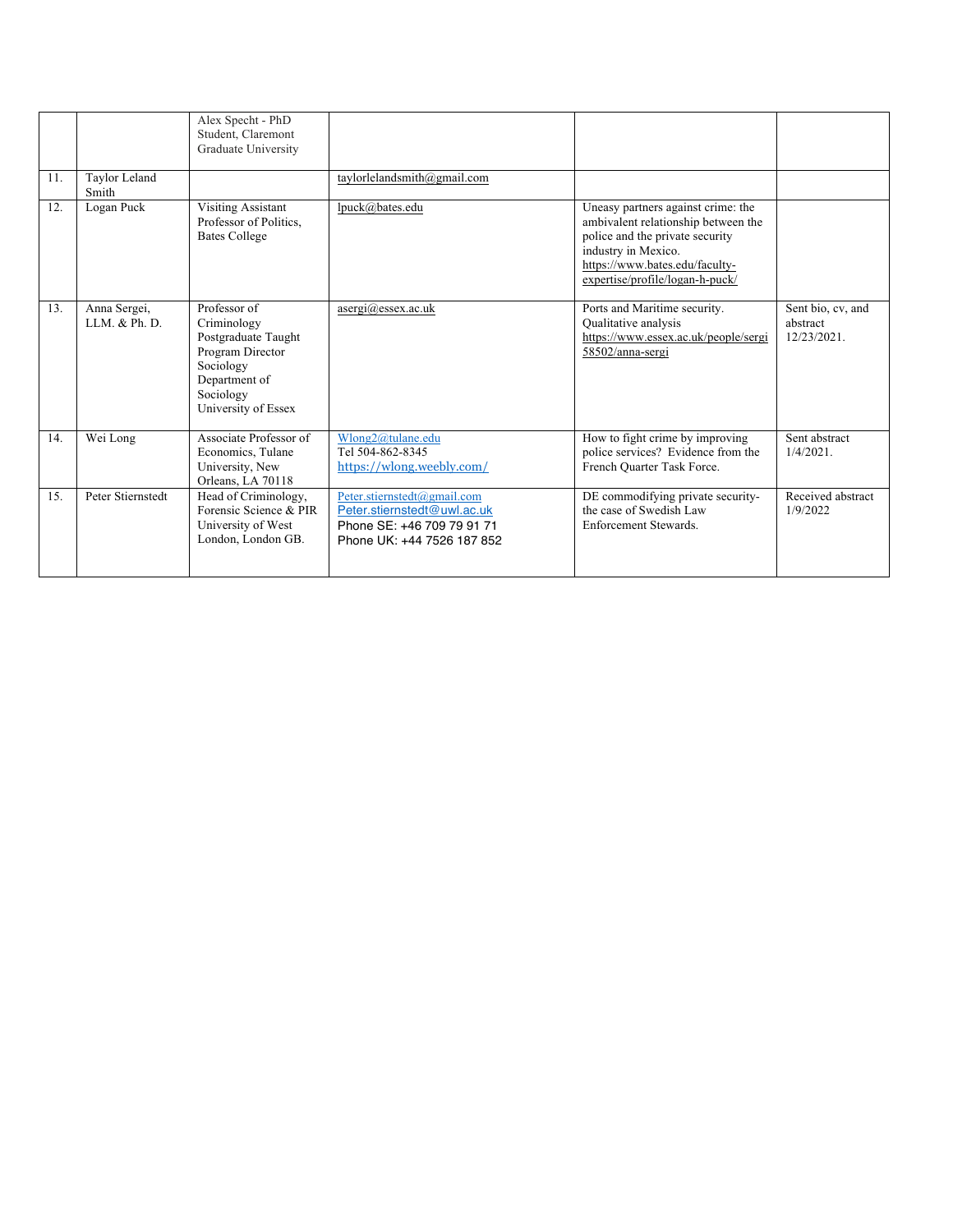| | | | | | |
|---|---|---|---|---|---|
| | | Alex Specht - PhD Student, Claremont Graduate University | | | |
| 11. | Taylor Leland Smith | | taylorlelandsmith@gmail.com | | |
| 12. | Logan Puck | Visiting Assistant Professor of Politics, Bates College | lpuck@bates.edu | Uneasy partners against crime: the ambivalent relationship between the police and the private security industry in Mexico. https://www.bates.edu/faculty-expertise/profile/logan-h-puck/ | |
| 13. | Anna Sergei, LLM. & Ph. D. | Professor of Criminology Postgraduate Taught Program Director Sociology Department of Sociology University of Essex | asergi@essex.ac.uk | Ports and Maritime security. Qualitative analysis https://www.essex.ac.uk/people/sergi58502/anna-sergi | Sent bio, cv, and abstract 12/23/2021. |
| 14. | Wei Long | Associate Professor of Economics, Tulane University, New Orleans, LA 70118 | Wlong2@tulane.edu Tel 504-862-8345 https://wlong.weebly.com/ | How to fight crime by improving police services? Evidence from the French Quarter Task Force. | Sent abstract 1/4/2021. |
| 15. | Peter Stiernstedt | Head of Criminology, Forensic Science & PIR University of West London, London GB. | Peter.stiernstedt@gmail.com Peter.stiernstedt@uwl.ac.uk Phone SE: +46 709 79 91 71 Phone UK: +44 7526 187 852 | DE commodifying private security- the case of Swedish Law Enforcement Stewards. | Received abstract 1/9/2022 |